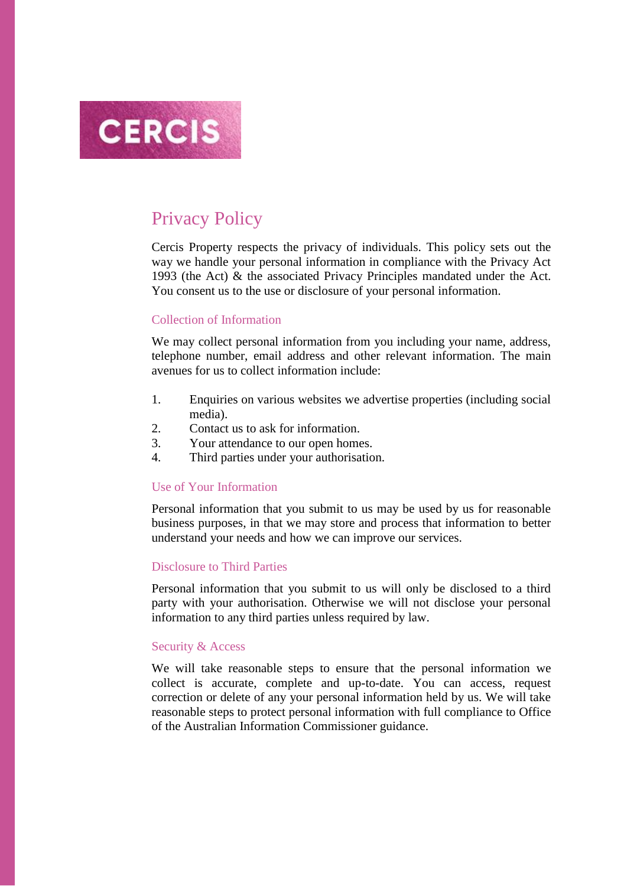CERCIS

# Privacy Policy

Cercis Property respects the privacy of individuals. This policy sets out the way we handle your personal information in compliance with the Privacy Act 1993 (the Act) & the associated Privacy Principles mandated under the Act. You consent us to the use or disclosure of your personal information.

## Collection of Information

We may collect personal information from you including your name, address, telephone number, email address and other relevant information. The main avenues for us to collect information include:

1. Enquiries on various websites we advertise properties (including social media).
2. Contact us to ask for information.
3. Your attendance to our open homes.
4. Third parties under your authorisation.

## Use of Your Information

Personal information that you submit to us may be used by us for reasonable business purposes, in that we may store and process that information to better understand your needs and how we can improve our services.

## Disclosure to Third Parties

Personal information that you submit to us will only be disclosed to a third party with your authorisation. Otherwise we will not disclose your personal information to any third parties unless required by law.

## Security & Access

We will take reasonable steps to ensure that the personal information we collect is accurate, complete and up-to-date. You can access, request correction or delete of any your personal information held by us. We will take reasonable steps to protect personal information with full compliance to Office of the Australian Information Commissioner guidance.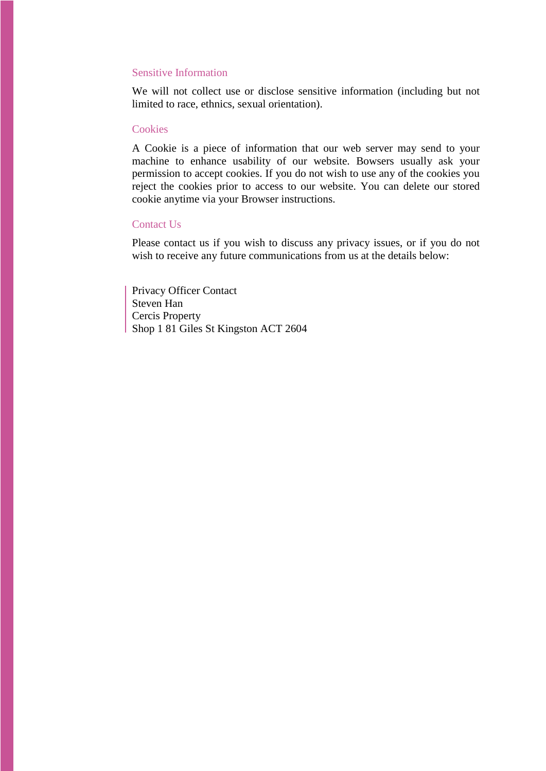## Sensitive Information

We will not collect use or disclose sensitive information (including but not limited to race, ethnics, sexual orientation).

## Cookies

A Cookie is a piece of information that our web server may send to your machine to enhance usability of our website. Bowsers usually ask your permission to accept cookies. If you do not wish to use any of the cookies you reject the cookies prior to access to our website. You can delete our stored cookie anytime via your Browser instructions.

## Contact Us

Please contact us if you wish to discuss any privacy issues, or if you do not wish to receive any future communications from us at the details below:

> Privacy Officer Contact
> Steven Han
> Cercis Property
> Shop 1 81 Giles St Kingston ACT 2604